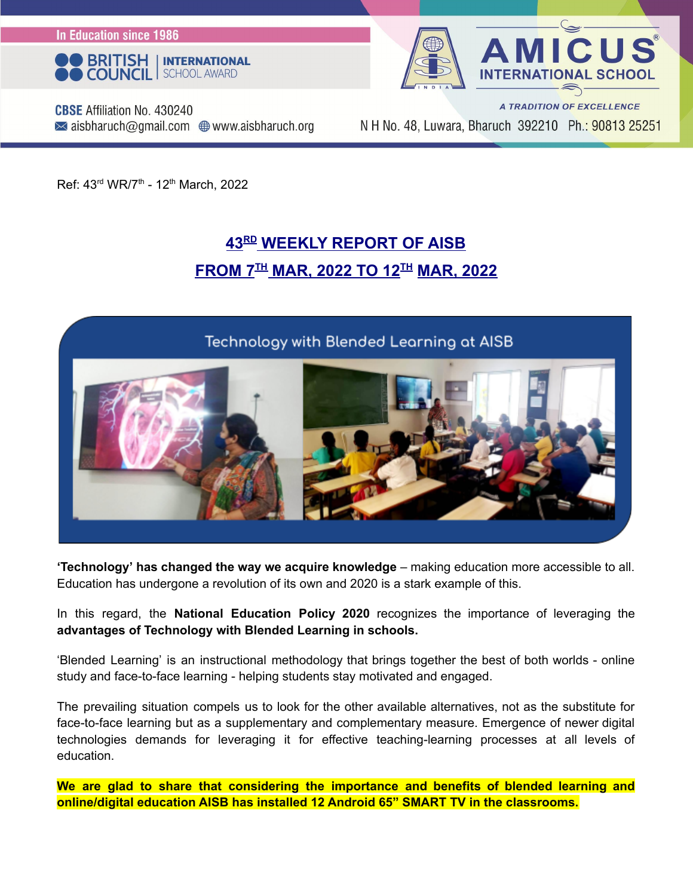In Education since 1986

BRITISH COUNCIL | INTERNATIONAL SCHOOL AWARD

AMICUS INTERNATIONAL SCHOOL

*A TRADITION OF EXCELLENCE*

CBSE Affiliation No. 430240
aisbharuch@gmail.com www.aisbharuch.org

N H No. 48, Luwara, Bharuch 392210 Ph.: 90813 25251

Ref: 43rd WR/7th - 12th March, 2022

# 43RD WEEKLY REPORT OF AISB FROM 7TH MAR, 2022 TO 12TH MAR, 2022

Technology with Blended Learning at AISB

**'Technology' has changed the way we acquire knowledge** – making education more accessible to all. Education has undergone a revolution of its own and 2020 is a stark example of this.

In this regard, the **National Education Policy 2020** recognizes the importance of leveraging the **advantages of Technology with Blended Learning in schools.**

'Blended Learning' is an instructional methodology that brings together the best of both worlds - online study and face-to-face learning - helping students stay motivated and engaged.

The prevailing situation compels us to look for the other available alternatives, not as the substitute for face-to-face learning but as a supplementary and complementary measure. Emergence of newer digital technologies demands for leveraging it for effective teaching-learning processes at all levels of education.

**We are glad to share that considering the importance and benefits of blended learning and online/digital education AISB has installed 12 Android 65" SMART TV in the classrooms.**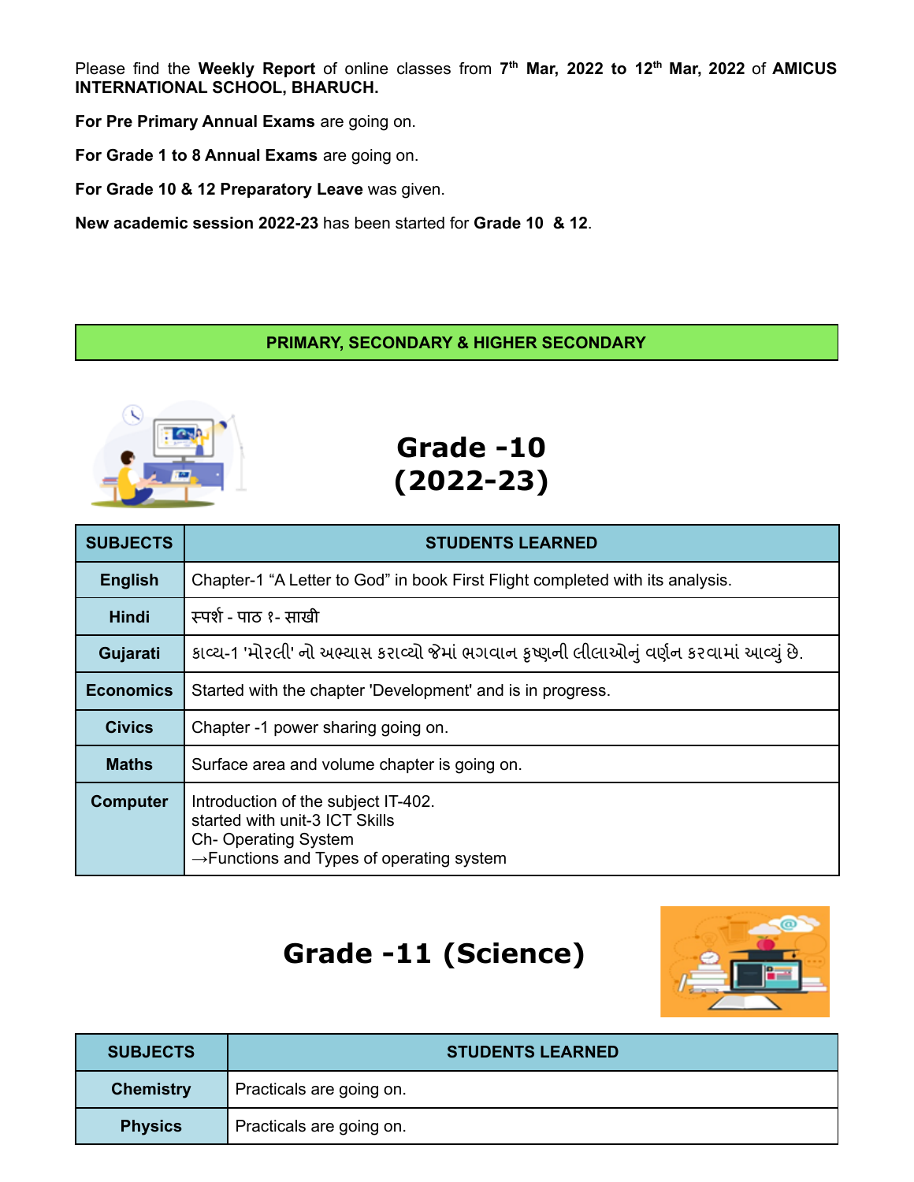Please find the **Weekly Report** of online classes from **7th Mar, 2022 to 12th Mar, 2022** of **AMICUS INTERNATIONAL SCHOOL, BHARUCH.**

**For Pre Primary Annual Exams** are going on.

**For Grade 1 to 8 Annual Exams** are going on.

**For Grade 10 & 12 Preparatory Leave** was given.

**New academic session 2022-23** has been started for **Grade 10 & 12**.

**PRIMARY, SECONDARY & HIGHER SECONDARY**

## Grade -10 (2022-23)

| SUBJECTS | STUDENTS LEARNED |
|---|---|
| **English** | Chapter-1 “A Letter to God” in book First Flight completed with its analysis. |
| **Hindi** | स्पर्श - पाठ १- साखी |
| **Gujarati** | કાવ્ય-1 'મોરલી' નો અભ્યાસ કરાવ્યો જેમાં ભગવાન કૃષ્ણની લીલાઓનું વર્ણન કરવામાં આવ્યું છે. |
| **Economics** | Started with the chapter 'Development' and is in progress. |
| **Civics** | Chapter -1 power sharing going on. |
| **Maths** | Surface area and volume chapter is going on. |
| **Computer** | Introduction of the subject IT-402.<br>started with unit-3 ICT Skills<br>Ch- Operating System<br>→Functions and Types of operating system |

## Grade -11 (Science)

| SUBJECTS | STUDENTS LEARNED |
|---|---|
| **Chemistry** | Practicals are going on. |
| **Physics** | Practicals are going on. |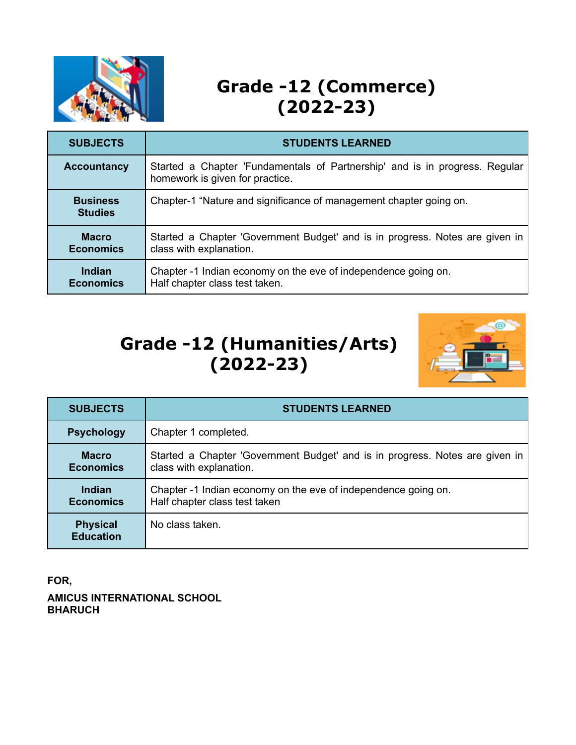# Grade -12 (Commerce) (2022-23)

| SUBJECTS | STUDENTS LEARNED |
|---|---|
| **Accountancy** | Started a Chapter 'Fundamentals of Partnership' and is in progress. Regular homework is given for practice. |
| **Business Studies** | Chapter-1 “Nature and significance of management chapter going on. |
| **Macro Economics** | Started a Chapter 'Government Budget' and is in progress. Notes are given in class with explanation. |
| **Indian Economics** | Chapter -1 Indian economy on the eve of independence going on.<br>Half chapter class test taken. |

# Grade -12 (Humanities/Arts) (2022-23)

| SUBJECTS | STUDENTS LEARNED |
|---|---|
| **Psychology** | Chapter 1 completed. |
| **Macro Economics** | Started a Chapter 'Government Budget' and is in progress. Notes are given in class with explanation. |
| **Indian Economics** | Chapter -1 Indian economy on the eve of independence going on.<br>Half chapter class test taken |
| **Physical Education** | No class taken. |

**FOR,**

**AMICUS INTERNATIONAL SCHOOL**
**BHARUCH**